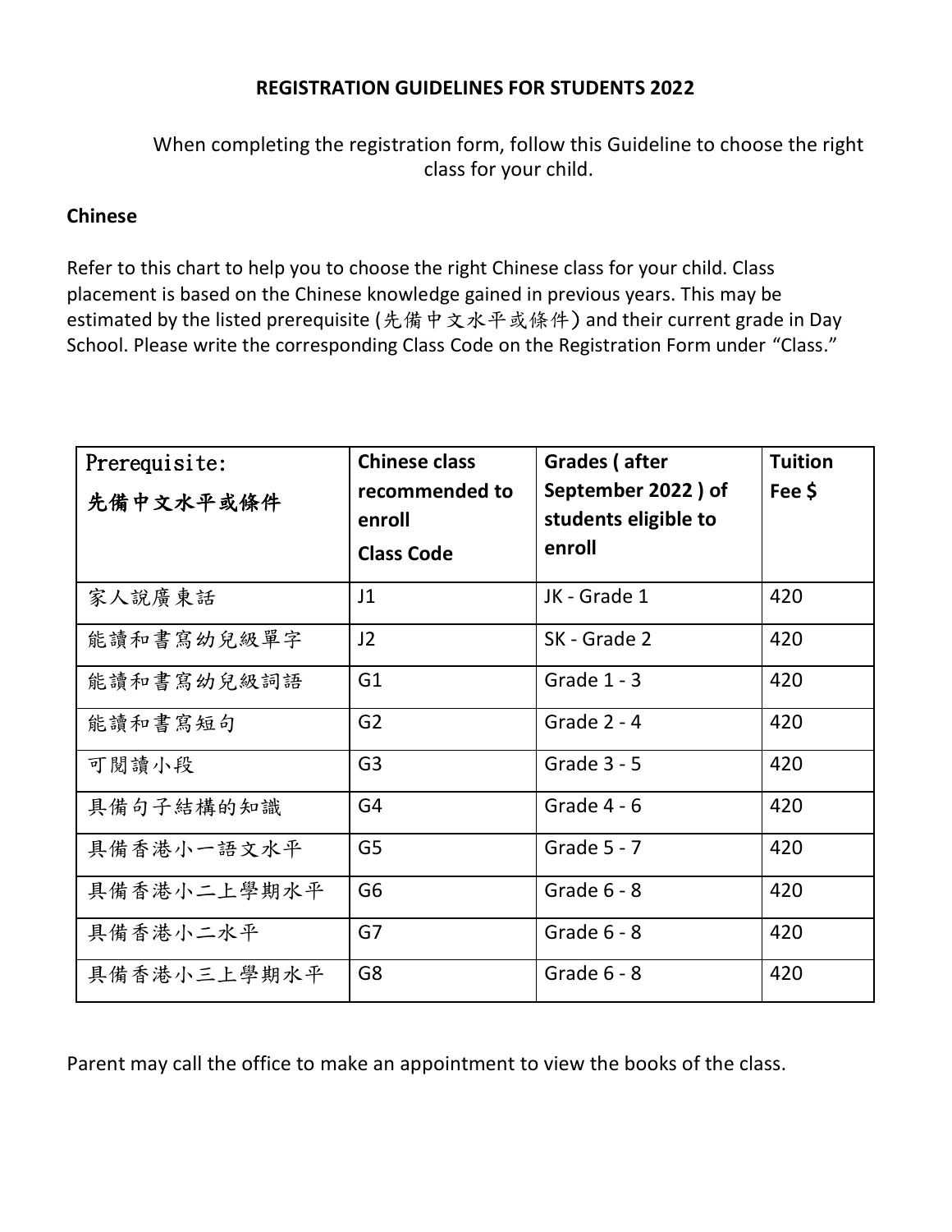## REGISTRATION GUIDELINES FOR STUDENTS 2022

When completing the registration form, follow this Guideline to choose the right class for your child.

**Chinese**

Refer to this chart to help you to choose the right Chinese class for your child. Class placement is based on the Chinese knowledge gained in previous years. This may be estimated by the listed prerequisite (先備中文水平或條件) and their current grade in Day School. Please write the corresponding Class Code on the Registration Form under "Class."

| Prerequisite: 先備中文水平或條件 | **Chinese class recommended to enroll Class Code** | **Grades ( after September 2022 ) of students eligible to enroll** | **Tuition Fee $** |
|---|---|---|---|
| 家人說廣東話 | J1 | JK - Grade 1 | 420 |
| 能讀和書寫幼兒級單字 | J2 | SK - Grade 2 | 420 |
| 能讀和書寫幼兒級詞語 | G1 | Grade 1 - 3 | 420 |
| 能讀和書寫短句 | G2 | Grade 2 - 4 | 420 |
| 可閱讀小段 | G3 | Grade 3 - 5 | 420 |
| 具備句子結構的知識 | G4 | Grade 4 - 6 | 420 |
| 具備香港小一語文水平 | G5 | Grade 5 - 7 | 420 |
| 具備香港小二上學期水平 | G6 | Grade 6 - 8 | 420 |
| 具備香港小二水平 | G7 | Grade 6 - 8 | 420 |
| 具備香港小三上學期水平 | G8 | Grade 6 - 8 | 420 |

Parent may call the office to make an appointment to view the books of the class.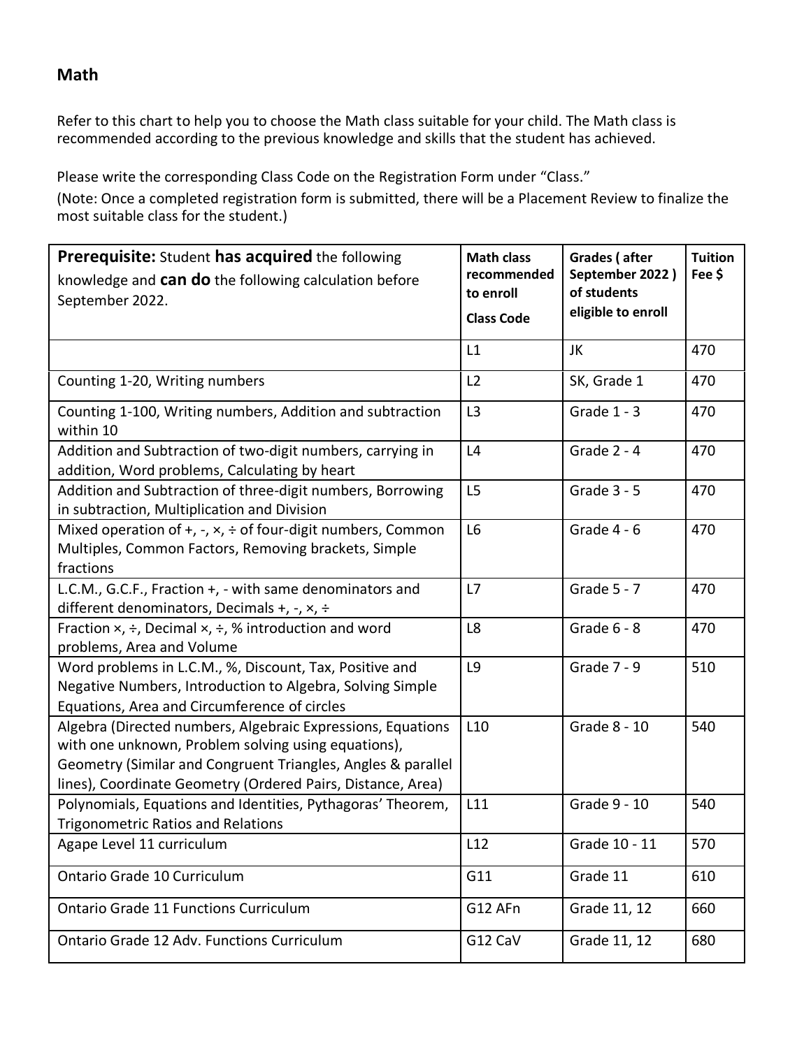## Math

Refer to this chart to help you to choose the Math class suitable for your child. The Math class is recommended according to the previous knowledge and skills that the student has achieved.

Please write the corresponding Class Code on the Registration Form under "Class."

(Note: Once a completed registration form is submitted, there will be a Placement Review to finalize the most suitable class for the student.)

| **Prerequisite:** Student **has acquired** the following knowledge and **can do** the following calculation before September 2022. | **Math class recommended to enroll** **Class Code** | **Grades ( after September 2022 ) of students eligible to enroll** | **Tuition Fee $** |
|---|---|---|---|
| | L1 | JK | 470 |
| Counting 1-20, Writing numbers | L2 | SK, Grade 1 | 470 |
| Counting 1-100, Writing numbers, Addition and subtraction within 10 | L3 | Grade 1 - 3 | 470 |
| Addition and Subtraction of two-digit numbers, carrying in addition, Word problems, Calculating by heart | L4 | Grade 2 - 4 | 470 |
| Addition and Subtraction of three-digit numbers, Borrowing in subtraction, Multiplication and Division | L5 | Grade 3 - 5 | 470 |
| Mixed operation of +, -, ×, ÷ of four-digit numbers, Common Multiples, Common Factors, Removing brackets, Simple fractions | L6 | Grade 4 - 6 | 470 |
| L.C.M., G.C.F., Fraction +, - with same denominators and different denominators, Decimals +, -, ×, ÷ | L7 | Grade 5 - 7 | 470 |
| Fraction ×, ÷, Decimal ×, ÷, % introduction and word problems, Area and Volume | L8 | Grade 6 - 8 | 470 |
| Word problems in L.C.M., %, Discount, Tax, Positive and Negative Numbers, Introduction to Algebra, Solving Simple Equations, Area and Circumference of circles | L9 | Grade 7 - 9 | 510 |
| Algebra (Directed numbers, Algebraic Expressions, Equations with one unknown, Problem solving using equations), Geometry (Similar and Congruent Triangles, Angles & parallel lines), Coordinate Geometry (Ordered Pairs, Distance, Area) | L10 | Grade 8 - 10 | 540 |
| Polynomials, Equations and Identities, Pythagoras' Theorem, Trigonometric Ratios and Relations | L11 | Grade 9 - 10 | 540 |
| Agape Level 11 curriculum | L12 | Grade 10 - 11 | 570 |
| Ontario Grade 10 Curriculum | G11 | Grade 11 | 610 |
| Ontario Grade 11 Functions Curriculum | G12 AFn | Grade 11, 12 | 660 |
| Ontario Grade 12 Adv. Functions Curriculum | G12 CaV | Grade 11, 12 | 680 |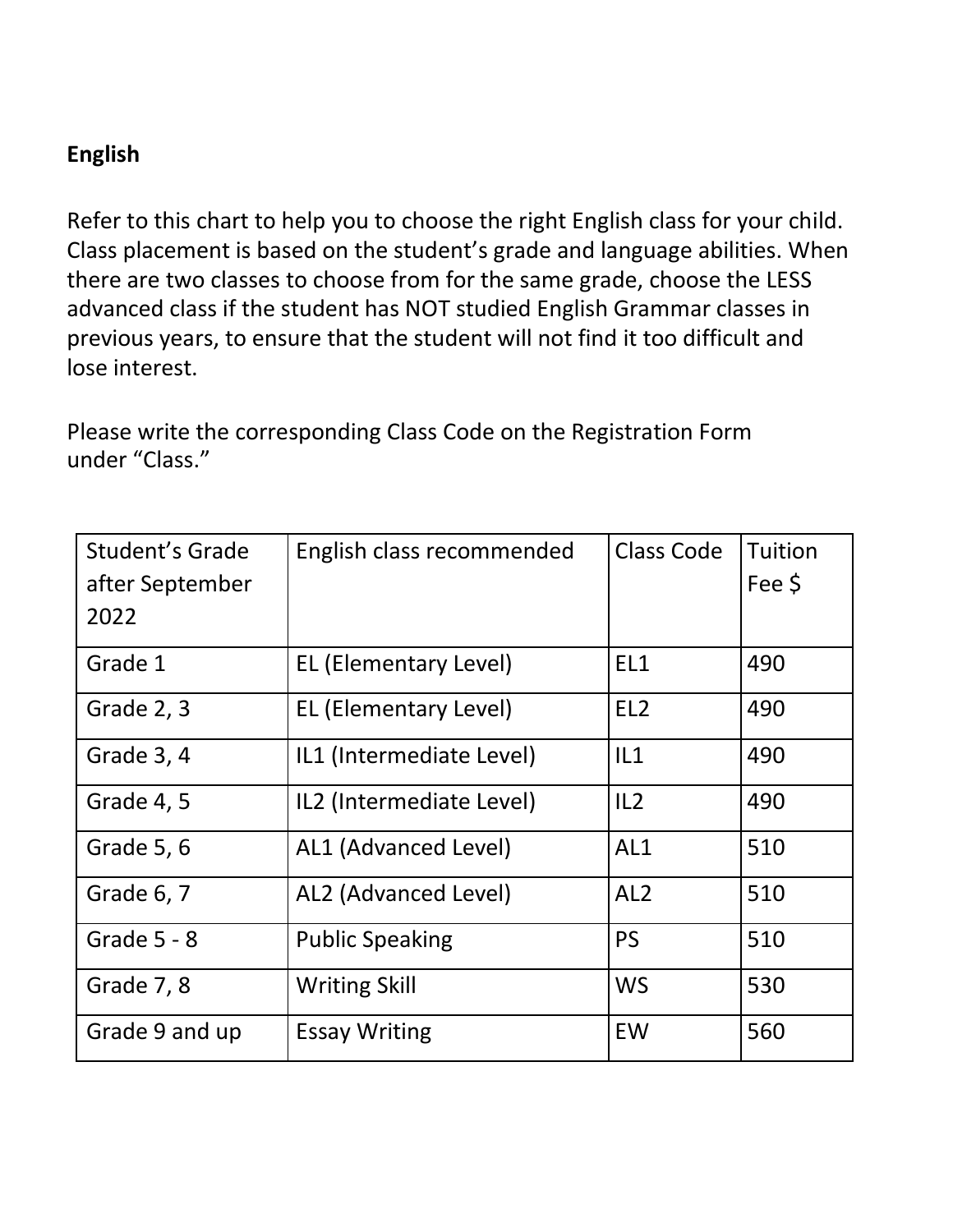**English**

Refer to this chart to help you to choose the right English class for your child. Class placement is based on the student's grade and language abilities. When there are two classes to choose from for the same grade, choose the LESS advanced class if the student has NOT studied English Grammar classes in previous years, to ensure that the student will not find it too difficult and lose interest.

Please write the corresponding Class Code on the Registration Form under "Class."

| Student's Grade after September 2022 | English class recommended | Class Code | Tuition Fee $ |
|---|---|---|---|
| Grade 1 | EL (Elementary Level) | EL1 | 490 |
| Grade 2, 3 | EL (Elementary Level) | EL2 | 490 |
| Grade 3, 4 | IL1 (Intermediate Level) | IL1 | 490 |
| Grade 4, 5 | IL2 (Intermediate Level) | IL2 | 490 |
| Grade 5, 6 | AL1 (Advanced Level) | AL1 | 510 |
| Grade 6, 7 | AL2 (Advanced Level) | AL2 | 510 |
| Grade 5 - 8 | Public Speaking | PS | 510 |
| Grade 7, 8 | Writing Skill | WS | 530 |
| Grade 9 and up | Essay Writing | EW | 560 |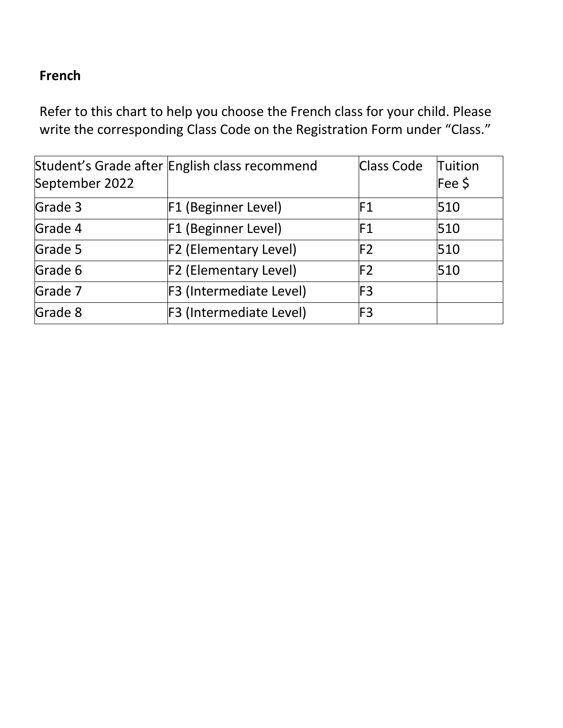**French**

Refer to this chart to help you choose the French class for your child. Please write the corresponding Class Code on the Registration Form under "Class."

| Student's Grade after September 2022 | English class recommend | Class Code | Tuition Fee $ |
|---|---|---|---|
| Grade 3 | F1 (Beginner Level) | F1 | 510 |
| Grade 4 | F1 (Beginner Level) | F1 | 510 |
| Grade 5 | F2 (Elementary Level) | F2 | 510 |
| Grade 6 | F2 (Elementary Level) | F2 | 510 |
| Grade 7 | F3 (Intermediate Level) | F3 | |
| Grade 8 | F3 (Intermediate Level) | F3 | |